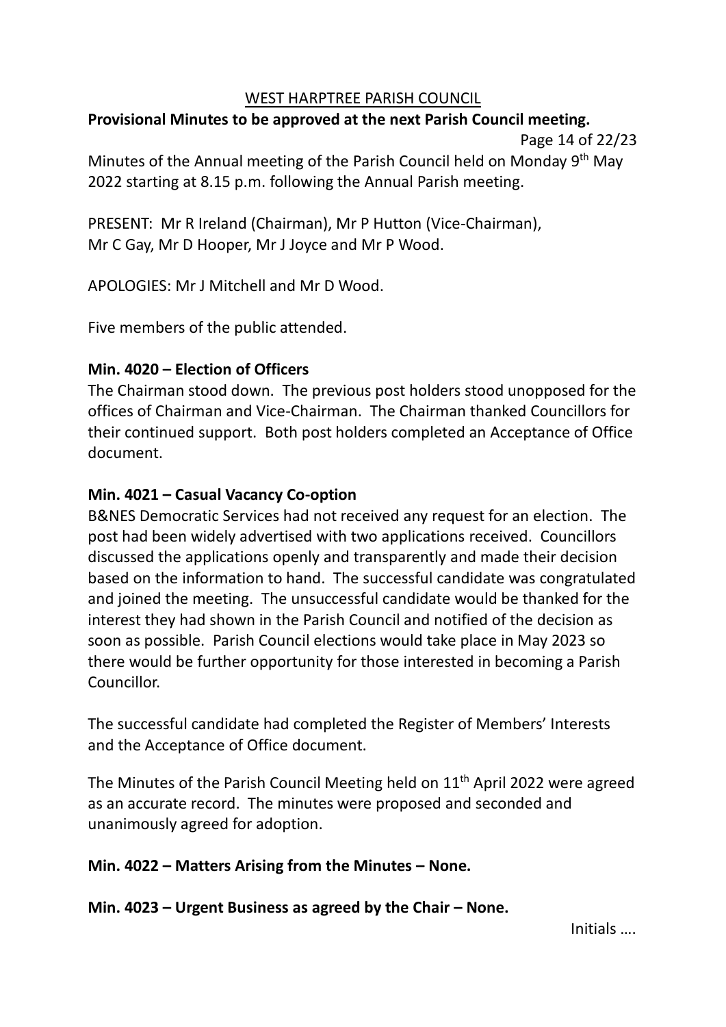# WEST HARPTREE PARISH COUNCIL

**Provisional Minutes to be approved at the next Parish Council meeting.**

Page 14 of 22/23

Minutes of the Annual meeting of the Parish Council held on Monday 9th May 2022 starting at 8.15 p.m. following the Annual Parish meeting.

PRESENT: Mr R Ireland (Chairman), Mr P Hutton (Vice-Chairman), Mr C Gay, Mr D Hooper, Mr J Joyce and Mr P Wood.

APOLOGIES: Mr J Mitchell and Mr D Wood.

Five members of the public attended.

**Min. 4020 – Election of Officers**

The Chairman stood down. The previous post holders stood unopposed for the offices of Chairman and Vice-Chairman. The Chairman thanked Councillors for their continued support. Both post holders completed an Acceptance of Office document.

**Min. 4021 – Casual Vacancy Co-option**

B&NES Democratic Services had not received any request for an election. The post had been widely advertised with two applications received. Councillors discussed the applications openly and transparently and made their decision based on the information to hand. The successful candidate was congratulated and joined the meeting. The unsuccessful candidate would be thanked for the interest they had shown in the Parish Council and notified of the decision as soon as possible. Parish Council elections would take place in May 2023 so there would be further opportunity for those interested in becoming a Parish Councillor.

The successful candidate had completed the Register of Members' Interests and the Acceptance of Office document.

The Minutes of the Parish Council Meeting held on 11th April 2022 were agreed as an accurate record. The minutes were proposed and seconded and unanimously agreed for adoption.

**Min. 4022 – Matters Arising from the Minutes – None.**

**Min. 4023 – Urgent Business as agreed by the Chair – None.**

Initials ….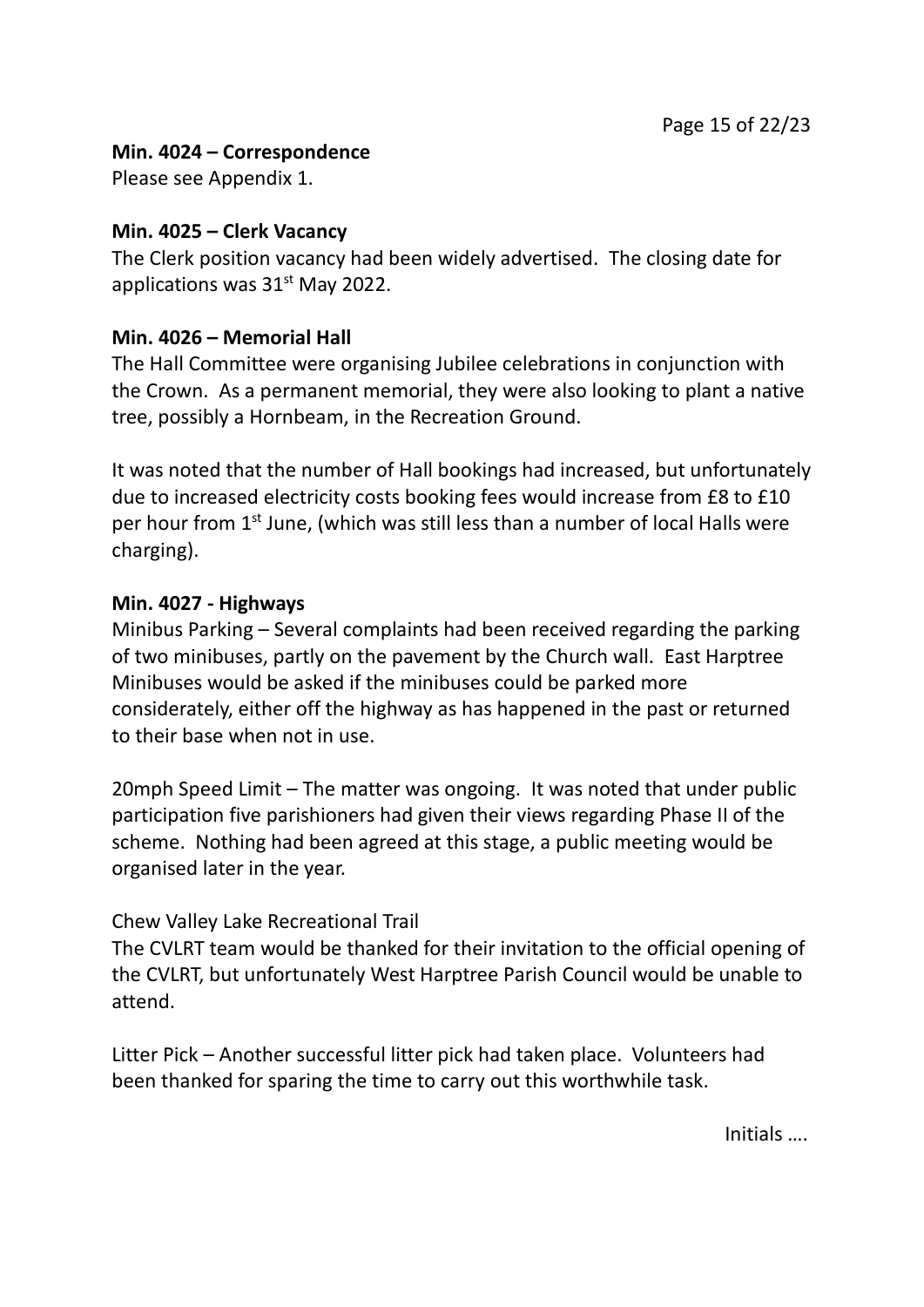**Min. 4024 – Correspondence**

Please see Appendix 1.

**Min. 4025 – Clerk Vacancy**

The Clerk position vacancy had been widely advertised. The closing date for applications was 31st May 2022.

**Min. 4026 – Memorial Hall**

The Hall Committee were organising Jubilee celebrations in conjunction with the Crown. As a permanent memorial, they were also looking to plant a native tree, possibly a Hornbeam, in the Recreation Ground.

It was noted that the number of Hall bookings had increased, but unfortunately due to increased electricity costs booking fees would increase from £8 to £10 per hour from 1st June, (which was still less than a number of local Halls were charging).

**Min. 4027 - Highways**

Minibus Parking – Several complaints had been received regarding the parking of two minibuses, partly on the pavement by the Church wall. East Harptree Minibuses would be asked if the minibuses could be parked more considerately, either off the highway as has happened in the past or returned to their base when not in use.

20mph Speed Limit – The matter was ongoing. It was noted that under public participation five parishioners had given their views regarding Phase II of the scheme. Nothing had been agreed at this stage, a public meeting would be organised later in the year.

Chew Valley Lake Recreational Trail

The CVLRT team would be thanked for their invitation to the official opening of the CVLRT, but unfortunately West Harptree Parish Council would be unable to attend.

Litter Pick – Another successful litter pick had taken place. Volunteers had been thanked for sparing the time to carry out this worthwhile task.

Initials ….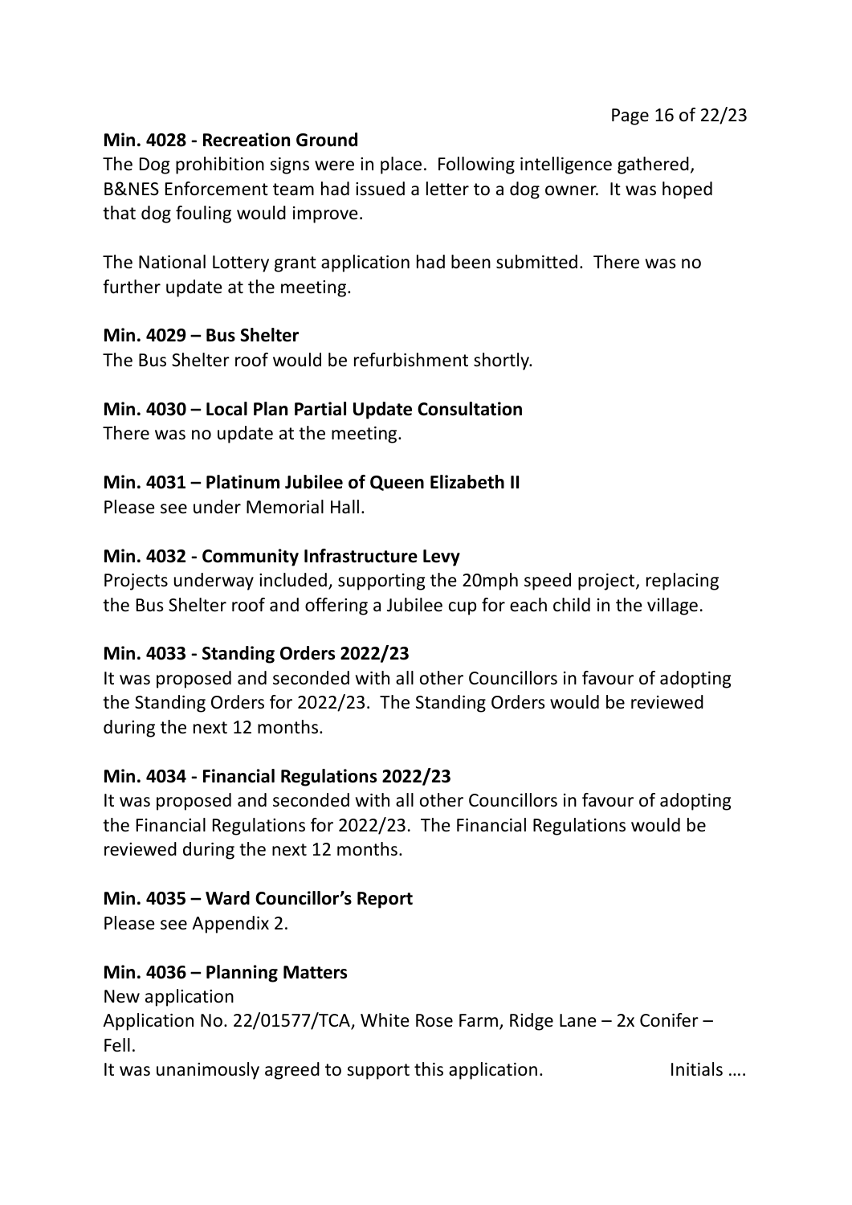**Min. 4028 - Recreation Ground**

The Dog prohibition signs were in place. Following intelligence gathered, B&NES Enforcement team had issued a letter to a dog owner. It was hoped that dog fouling would improve.

The National Lottery grant application had been submitted. There was no further update at the meeting.

**Min. 4029 – Bus Shelter**

The Bus Shelter roof would be refurbishment shortly.

**Min. 4030 – Local Plan Partial Update Consultation**

There was no update at the meeting.

**Min. 4031 – Platinum Jubilee of Queen Elizabeth II**

Please see under Memorial Hall.

**Min. 4032 - Community Infrastructure Levy**

Projects underway included, supporting the 20mph speed project, replacing the Bus Shelter roof and offering a Jubilee cup for each child in the village.

**Min. 4033 - Standing Orders 2022/23**

It was proposed and seconded with all other Councillors in favour of adopting the Standing Orders for 2022/23. The Standing Orders would be reviewed during the next 12 months.

**Min. 4034 - Financial Regulations 2022/23**

It was proposed and seconded with all other Councillors in favour of adopting the Financial Regulations for 2022/23. The Financial Regulations would be reviewed during the next 12 months.

**Min. 4035 – Ward Councillor's Report**

Please see Appendix 2.

**Min. 4036 – Planning Matters**

New application

Application No. 22/01577/TCA, White Rose Farm, Ridge Lane – 2x Conifer – Fell.

It was unanimously agreed to support this application.

Initials ….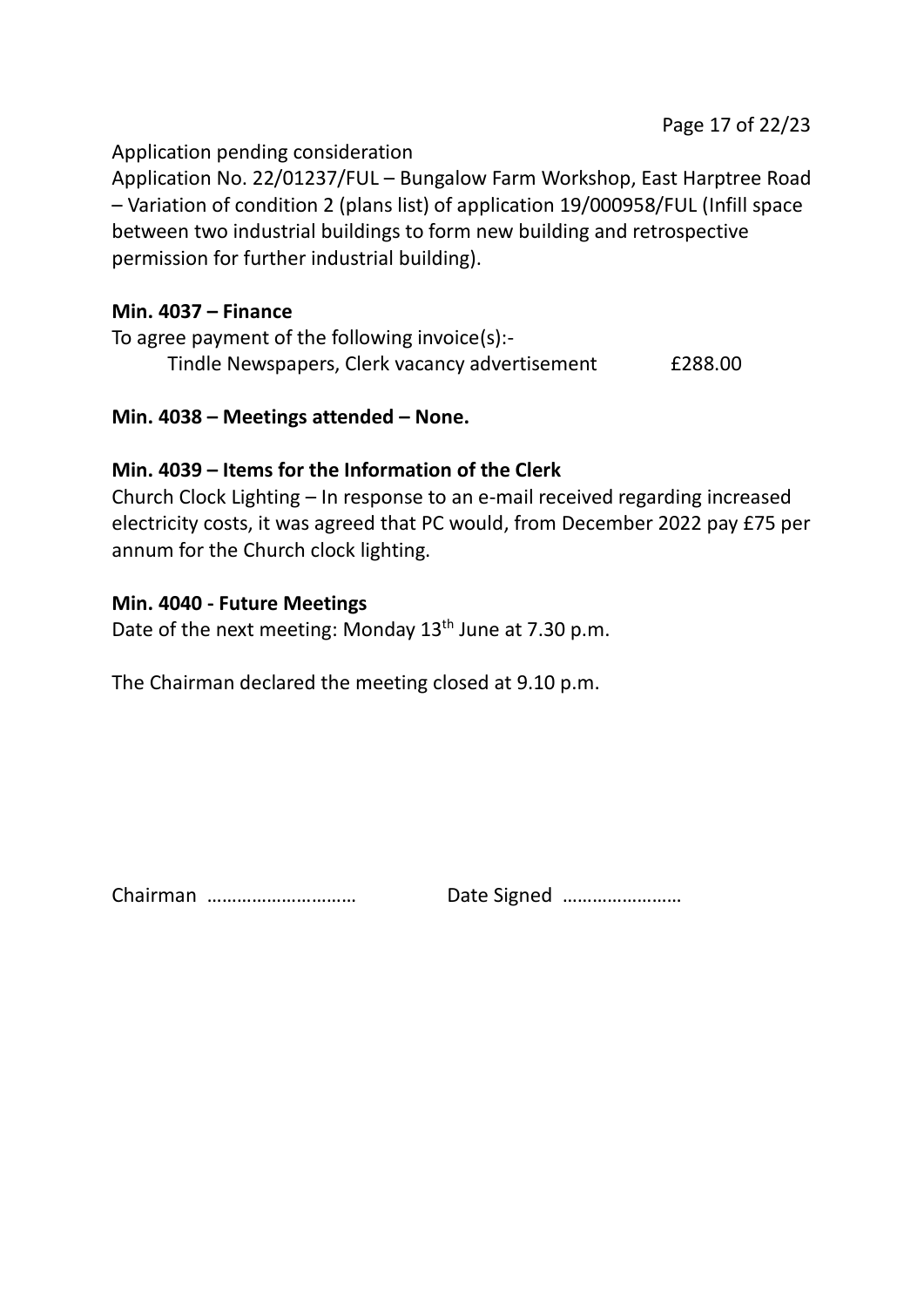Application pending consideration

Application No. 22/01237/FUL – Bungalow Farm Workshop, East Harptree Road – Variation of condition 2 (plans list) of application 19/000958/FUL (Infill space between two industrial buildings to form new building and retrospective permission for further industrial building).

**Min. 4037 – Finance**

To agree payment of the following invoice(s):-

Tindle Newspapers, Clerk vacancy advertisement £288.00

**Min. 4038 – Meetings attended – None.**

**Min. 4039 – Items for the Information of the Clerk**

Church Clock Lighting – In response to an e-mail received regarding increased electricity costs, it was agreed that PC would, from December 2022 pay £75 per annum for the Church clock lighting.

**Min. 4040 - Future Meetings**

Date of the next meeting: Monday 13th June at 7.30 p.m.

The Chairman declared the meeting closed at 9.10 p.m.

Chairman ……………………… Date Signed ……………………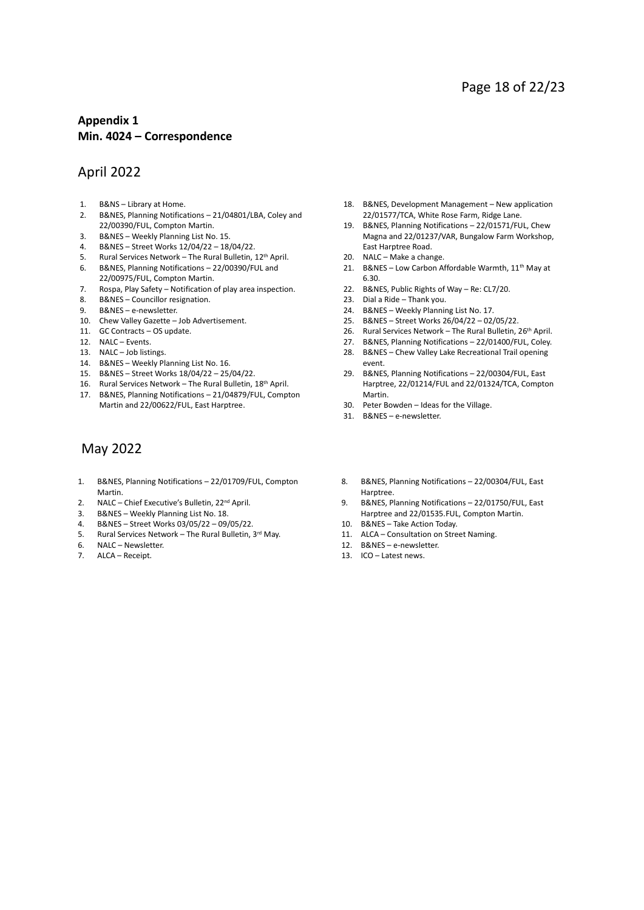**Appendix 1**
**Min. 4024 – Correspondence**

## April 2022

1. B&NS – Library at Home.
2. B&NES, Planning Notifications – 21/04801/LBA, Coley and 22/00390/FUL, Compton Martin.
3. B&NES – Weekly Planning List No. 15.
4. B&NES – Street Works 12/04/22 – 18/04/22.
5. Rural Services Network – The Rural Bulletin, 12th April.
6. B&NES, Planning Notifications – 22/00390/FUL and 22/00975/FUL, Compton Martin.
7. Rospa, Play Safety – Notification of play area inspection.
8. B&NES – Councillor resignation.
9. B&NES – e-newsletter.
10. Chew Valley Gazette – Job Advertisement.
11. GC Contracts – OS update.
12. NALC – Events.
13. NALC – Job listings.
14. B&NES – Weekly Planning List No. 16.
15. B&NES – Street Works 18/04/22 – 25/04/22.
16. Rural Services Network – The Rural Bulletin, 18th April.
17. B&NES, Planning Notifications – 21/04879/FUL, Compton Martin and 22/00622/FUL, East Harptree.
18. B&NES, Development Management – New application 22/01577/TCA, White Rose Farm, Ridge Lane.
19. B&NES, Planning Notifications – 22/01571/FUL, Chew Magna and 22/01237/VAR, Bungalow Farm Workshop, East Harptree Road.
20. NALC – Make a change.
21. B&NES – Low Carbon Affordable Warmth, 11th May at 6.30.
22. B&NES, Public Rights of Way – Re: CL7/20.
23. Dial a Ride – Thank you.
24. B&NES – Weekly Planning List No. 17.
25. B&NES – Street Works 26/04/22 – 02/05/22.
26. Rural Services Network – The Rural Bulletin, 26th April.
27. B&NES, Planning Notifications – 22/01400/FUL, Coley.
28. B&NES – Chew Valley Lake Recreational Trail opening event.
29. B&NES, Planning Notifications – 22/00304/FUL, East Harptree, 22/01214/FUL and 22/01324/TCA, Compton Martin.
30. Peter Bowden – Ideas for the Village.
31. B&NES – e-newsletter.

## May 2022

1. B&NES, Planning Notifications – 22/01709/FUL, Compton Martin.
2. NALC – Chief Executive's Bulletin, 22nd April.
3. B&NES – Weekly Planning List No. 18.
4. B&NES – Street Works 03/05/22 – 09/05/22.
5. Rural Services Network – The Rural Bulletin, 3rd May.
6. NALC – Newsletter.
7. ALCA – Receipt.
8. B&NES, Planning Notifications – 22/00304/FUL, East Harptree.
9. B&NES, Planning Notifications – 22/01750/FUL, East Harptree and 22/01535.FUL, Compton Martin.
10. B&NES – Take Action Today.
11. ALCA – Consultation on Street Naming.
12. B&NES – e-newsletter.
13. ICO – Latest news.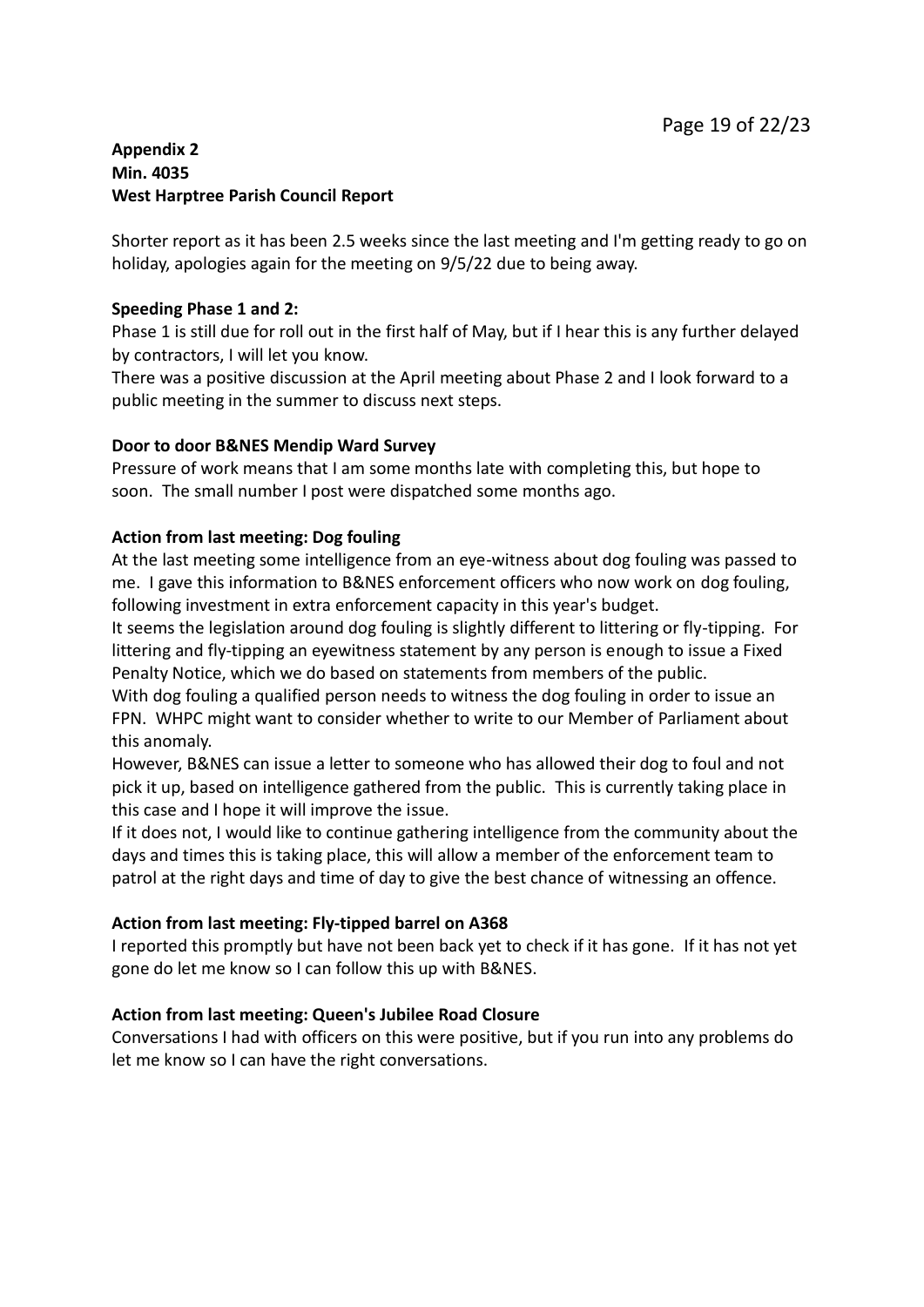**Appendix 2**
**Min. 4035**
**West Harptree Parish Council Report**

Shorter report as it has been 2.5 weeks since the last meeting and I'm getting ready to go on holiday, apologies again for the meeting on 9/5/22 due to being away.

**Speeding Phase 1 and 2:**

Phase 1 is still due for roll out in the first half of May, but if I hear this is any further delayed by contractors, I will let you know.

There was a positive discussion at the April meeting about Phase 2 and I look forward to a public meeting in the summer to discuss next steps.

**Door to door B&NES Mendip Ward Survey**

Pressure of work means that I am some months late with completing this, but hope to soon. The small number I post were dispatched some months ago.

**Action from last meeting: Dog fouling**

At the last meeting some intelligence from an eye-witness about dog fouling was passed to me. I gave this information to B&NES enforcement officers who now work on dog fouling, following investment in extra enforcement capacity in this year's budget.

It seems the legislation around dog fouling is slightly different to littering or fly-tipping. For littering and fly-tipping an eyewitness statement by any person is enough to issue a Fixed Penalty Notice, which we do based on statements from members of the public.

With dog fouling a qualified person needs to witness the dog fouling in order to issue an FPN. WHPC might want to consider whether to write to our Member of Parliament about this anomaly.

However, B&NES can issue a letter to someone who has allowed their dog to foul and not pick it up, based on intelligence gathered from the public. This is currently taking place in this case and I hope it will improve the issue.

If it does not, I would like to continue gathering intelligence from the community about the days and times this is taking place, this will allow a member of the enforcement team to patrol at the right days and time of day to give the best chance of witnessing an offence.

**Action from last meeting: Fly-tipped barrel on A368**

I reported this promptly but have not been back yet to check if it has gone. If it has not yet gone do let me know so I can follow this up with B&NES.

**Action from last meeting: Queen's Jubilee Road Closure**

Conversations I had with officers on this were positive, but if you run into any problems do let me know so I can have the right conversations.